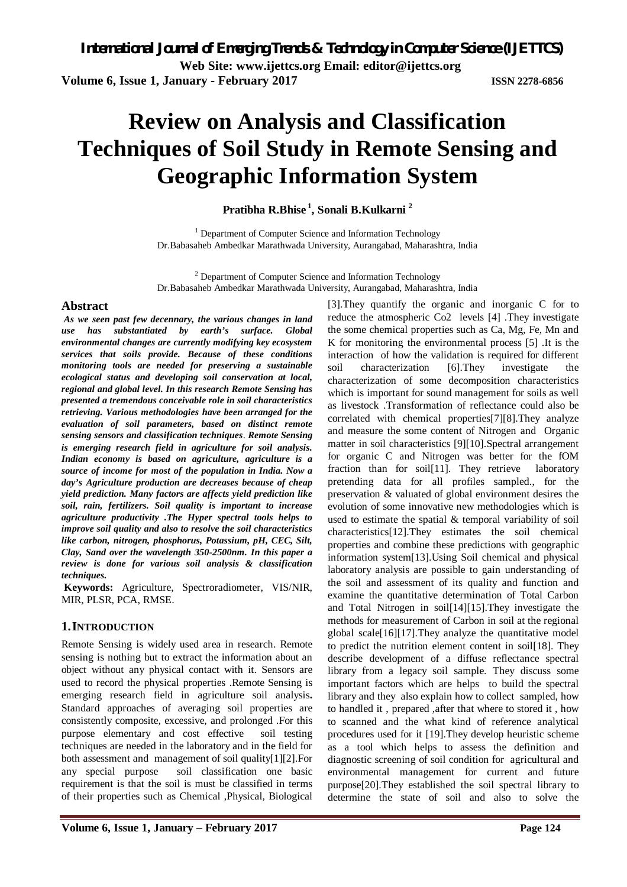# Review on Analysis and Classification Techniques of Soil Study in Remote Sensing and Geographic Information System

**Pratibha R.Bhise [1], Sonali B.Kulkarni [2]**

[1] Department of Computer Science and Information Technology
Dr.Babasaheb Ambedkar Marathwada University, Aurangabad, Maharashtra, India

[2] Department of Computer Science and Information Technology
Dr.Babasaheb Ambedkar Marathwada University, Aurangabad, Maharashtra, India

## Abstract

***As we seen past few decennary, the various changes in land use has substantiated by earth's surface. Global environmental changes are currently modifying key ecosystem services that soils provide. Because of these conditions monitoring tools are needed for preserving a sustainable ecological status and developing soil conservation at local, regional and global level. In this research Remote Sensing has presented a tremendous conceivable role in soil characteristics retrieving. Various methodologies have been arranged for the evaluation of soil parameters, based on distinct remote sensing sensors and classification techniques. Remote Sensing is emerging research field in agriculture for soil analysis. Indian economy is based on agriculture, agriculture is a source of income for most of the population in India. Now a day's Agriculture production are decreases because of cheap yield prediction. Many factors are affects yield prediction like soil, rain, fertilizers. Soil quality is important to increase agriculture productivity .The Hyper spectral tools helps to improve soil quality and also to resolve the soil characteristics like carbon, nitrogen, phosphorus, Potassium, pH, CEC, Silt, Clay, Sand over the wavelength 350-2500nm. In this paper a review is done for various soil analysis & classification techniques.***

**Keywords:** Agriculture, Spectroradiometer, VIS/NIR, MIR, PLSR, PCA, RMSE.

## 1. INTRODUCTION

Remote Sensing is widely used area in research. Remote sensing is nothing but to extract the information about an object without any physical contact with it. Sensors are used to record the physical properties .Remote Sensing is emerging research field in agriculture soil analysis**.** Standard approaches of averaging soil properties are consistently composite, excessive, and prolonged .For this purpose elementary and cost effective soil testing techniques are needed in the laboratory and in the field for both assessment and management of soil quality[1][2].For any special purpose soil classification one basic requirement is that the soil is must be classified in terms of their properties such as Chemical ,Physical, Biological [3].They quantify the organic and inorganic C for to reduce the atmospheric Co2 levels [4] .They investigate the some chemical properties such as Ca, Mg, Fe, Mn and K for monitoring the environmental process [5] .It is the interaction of how the validation is required for different soil characterization [6].They investigate the characterization of some decomposition characteristics which is important for sound management for soils as well as livestock .Transformation of reflectance could also be correlated with chemical properties[7][8].They analyze and measure the some content of Nitrogen and Organic matter in soil characteristics [9][10].Spectral arrangement for organic C and Nitrogen was better for the fOM fraction than for soil[11]. They retrieve laboratory pretending data for all profiles sampled., for the preservation & valuated of global environment desires the evolution of some innovative new methodologies which is used to estimate the spatial & temporal variability of soil characteristics[12].They estimates the soil chemical properties and combine these predictions with geographic information system[13].Using Soil chemical and physical laboratory analysis are possible to gain understanding of the soil and assessment of its quality and function and examine the quantitative determination of Total Carbon and Total Nitrogen in soil[14][15].They investigate the methods for measurement of Carbon in soil at the regional global scale[16][17].They analyze the quantitative model to predict the nutrition element content in soil[18]. They describe development of a diffuse reflectance spectral library from a legacy soil sample. They discuss some important factors which are helps to build the spectral library and they also explain how to collect sampled, how to handled it , prepared ,after that where to stored it , how to scanned and the what kind of reference analytical procedures used for it [19].They develop heuristic scheme as a tool which helps to assess the definition and diagnostic screening of soil condition for agricultural and environmental management for current and future purpose[20].They established the soil spectral library to determine the state of soil and also to solve the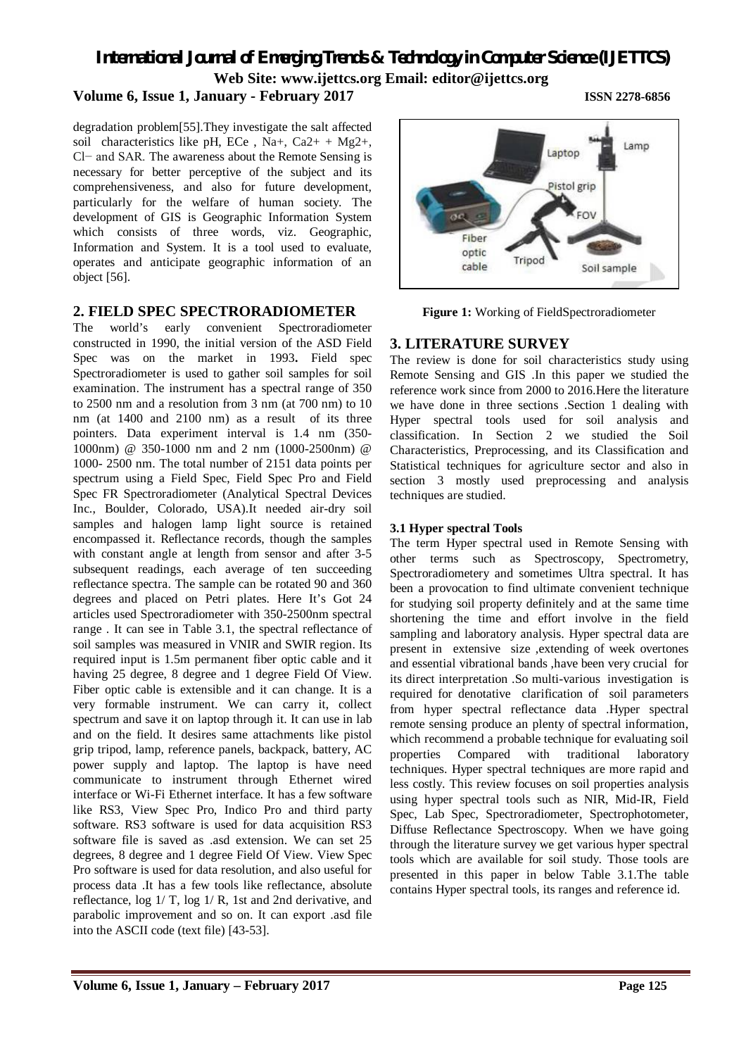degradation problem[55].They investigate the salt affected soil characteristics like pH, ECe , Na+, Ca2+ + Mg2+, Cl− and SAR. The awareness about the Remote Sensing is necessary for better perceptive of the subject and its comprehensiveness, and also for future development, particularly for the welfare of human society. The development of GIS is Geographic Information System which consists of three words, viz. Geographic, Information and System. It is a tool used to evaluate, operates and anticipate geographic information of an object [56].

## 2. FIELD SPEC SPECTRORADIOMETER

The world's early convenient Spectroradiometer constructed in 1990, the initial version of the ASD Field Spec was on the market in 1993**.** Field spec Spectroradiometer is used to gather soil samples for soil examination. The instrument has a spectral range of 350 to 2500 nm and a resolution from 3 nm (at 700 nm) to 10 nm (at 1400 and 2100 nm) as a result of its three pointers. Data experiment interval is 1.4 nm (350-1000nm) @ 350-1000 nm and 2 nm (1000-2500nm) @ 1000- 2500 nm. The total number of 2151 data points per spectrum using a Field Spec, Field Spec Pro and Field Spec FR Spectroradiometer (Analytical Spectral Devices Inc., Boulder, Colorado, USA).It needed air-dry soil samples and halogen lamp light source is retained encompassed it. Reflectance records, though the samples with constant angle at length from sensor and after 3-5 subsequent readings, each average of ten succeeding reflectance spectra. The sample can be rotated 90 and 360 degrees and placed on Petri plates. Here It's Got 24 articles used Spectroradiometer with 350-2500nm spectral range . It can see in Table 3.1, the spectral reflectance of soil samples was measured in VNIR and SWIR region. Its required input is 1.5m permanent fiber optic cable and it having 25 degree, 8 degree and 1 degree Field Of View. Fiber optic cable is extensible and it can change. It is a very formable instrument. We can carry it, collect spectrum and save it on laptop through it. It can use in lab and on the field. It desires same attachments like pistol grip tripod, lamp, reference panels, backpack, battery, AC power supply and laptop. The laptop is have need communicate to instrument through Ethernet wired interface or Wi-Fi Ethernet interface. It has a few software like RS3, View Spec Pro, Indico Pro and third party software. RS3 software is used for data acquisition RS3 software file is saved as .asd extension. We can set 25 degrees, 8 degree and 1 degree Field Of View. View Spec Pro software is used for data resolution, and also useful for process data .It has a few tools like reflectance, absolute reflectance, log 1/ T, log 1/ R, 1st and 2nd derivative, and parabolic improvement and so on. It can export .asd file into the ASCII code (text file) [43-53].

**Figure 1:** Working of FieldSpectroradiometer

## 3. LITERATURE SURVEY

The review is done for soil characteristics study using Remote Sensing and GIS .In this paper we studied the reference work since from 2000 to 2016.Here the literature we have done in three sections .Section 1 dealing with Hyper spectral tools used for soil analysis and classification. In Section 2 we studied the Soil Characteristics, Preprocessing, and its Classification and Statistical techniques for agriculture sector and also in section 3 mostly used preprocessing and analysis techniques are studied.

### 3.1 Hyper spectral Tools

The term Hyper spectral used in Remote Sensing with other terms such as Spectroscopy, Spectrometry, Spectroradiometery and sometimes Ultra spectral. It has been a provocation to find ultimate convenient technique for studying soil property definitely and at the same time shortening the time and effort involve in the field sampling and laboratory analysis. Hyper spectral data are present in extensive size ,extending of week overtones and essential vibrational bands ,have been very crucial for its direct interpretation .So multi-various investigation is required for denotative clarification of soil parameters from hyper spectral reflectance data .Hyper spectral remote sensing produce an plenty of spectral information, which recommend a probable technique for evaluating soil properties Compared with traditional laboratory techniques. Hyper spectral techniques are more rapid and less costly. This review focuses on soil properties analysis using hyper spectral tools such as NIR, Mid-IR, Field Spec, Lab Spec, Spectroradiometer, Spectrophotometer, Diffuse Reflectance Spectroscopy. When we have going through the literature survey we get various hyper spectral tools which are available for soil study. Those tools are presented in this paper in below Table 3.1.The table contains Hyper spectral tools, its ranges and reference id.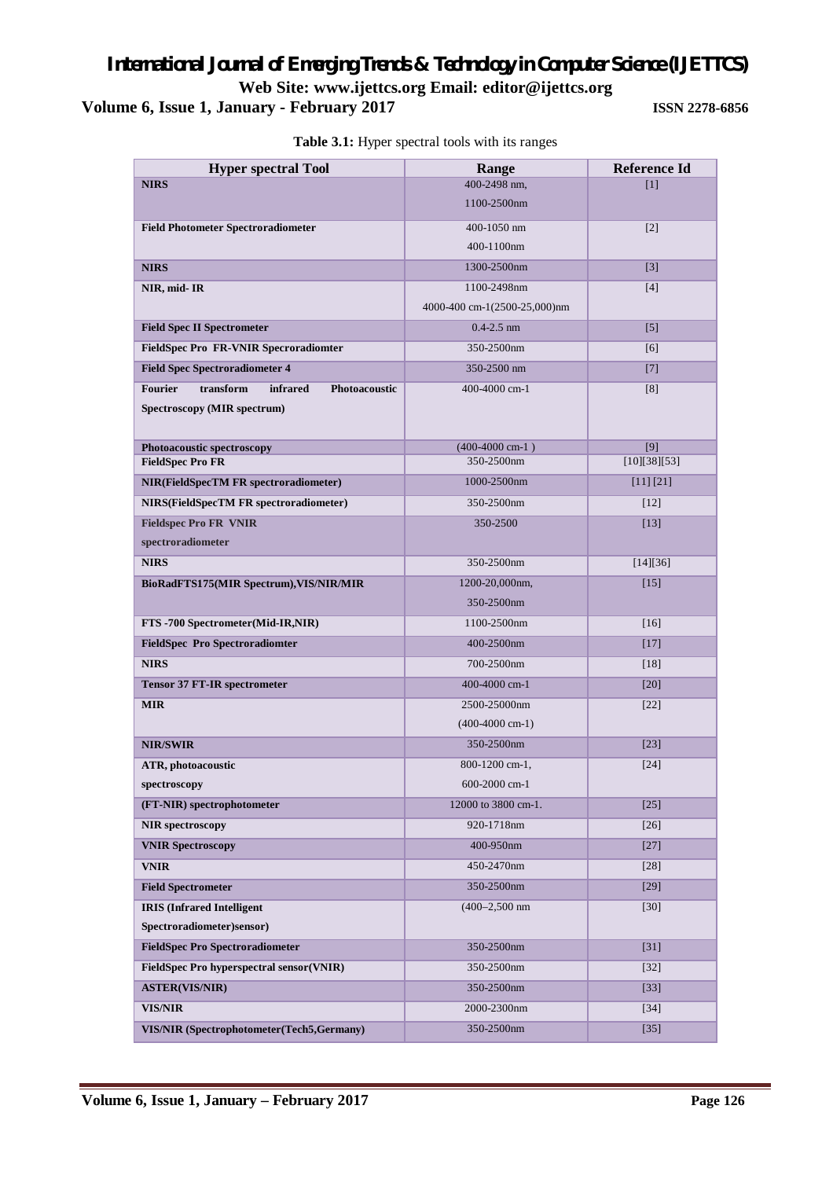**Table 3.1:** Hyper spectral tools with its ranges

| Hyper spectral Tool | Range | Reference Id |
|---|---|---|
| **NIRS** | 400-2498 nm, 1100-2500nm | [1] |
| **Field Photometer Spectroradiometer** | 400-1050 nm 400-1100nm | [2] |
| **NIRS** | 1300-2500nm | [3] |
| **NIR, mid- IR** | 1100-2498nm 4000-400 cm-1(2500-25,000)nm | [4] |
| **Field Spec II Spectrometer** | 0.4-2.5 nm | [5] |
| **FieldSpec Pro FR-VNIR Specroradiomter** | 350-2500nm | [6] |
| **Field Spec Spectroradiometer 4** | 350-2500 nm | [7] |
| **Fourier transform infrared Photoacoustic Spectroscopy (MIR spectrum)** | 400-4000 cm-1 | [8] |
| **Photoacoustic spectroscopy** | (400-4000 cm-1 ) | [9] |
| **FieldSpec Pro FR** | 350-2500nm | [10][38][53] |
| **NIR(FieldSpecTM FR spectroradiometer)** | 1000-2500nm | [11] [21] |
| **NIRS(FieldSpecTM FR spectroradiometer)** | 350-2500nm | [12] |
| **Fieldspec Pro FR VNIR spectroradiometer** | 350-2500 | [13] |
| **NIRS** | 350-2500nm | [14][36] |
| **BioRadFTS175(MIR Spectrum),VIS/NIR/MIR** | 1200-20,000nm, 350-2500nm | [15] |
| **FTS -700 Spectrometer(Mid-IR,NIR)** | 1100-2500nm | [16] |
| **FieldSpec Pro Spectroradiomter** | 400-2500nm | [17] |
| **NIRS** | 700-2500nm | [18] |
| **Tensor 37 FT-IR spectrometer** | 400-4000 cm-1 | [20] |
| **MIR** | 2500-25000nm (400-4000 cm-1) | [22] |
| **NIR/SWIR** | 350-2500nm | [23] |
| **ATR, photoacoustic spectroscopy** | 800-1200 cm-1, 600-2000 cm-1 | [24] |
| **(FT-NIR) spectrophotometer** | 12000 to 3800 cm-1. | [25] |
| **NIR spectroscopy** | 920-1718nm | [26] |
| **VNIR Spectroscopy** | 400-950nm | [27] |
| **VNIR** | 450-2470nm | [28] |
| **Field Spectrometer** | 350-2500nm | [29] |
| **IRIS (Infrared Intelligent Spectroradiometer)sensor)** | (400–2,500 nm | [30] |
| **FieldSpec Pro Spectroradiometer** | 350-2500nm | [31] |
| **FieldSpec Pro hyperspectral sensor(VNIR)** | 350-2500nm | [32] |
| **ASTER(VIS/NIR)** | 350-2500nm | [33] |
| **VIS/NIR** | 2000-2300nm | [34] |
| **VIS/NIR (Spectrophotometer(Tech5,Germany)** | 350-2500nm | [35] |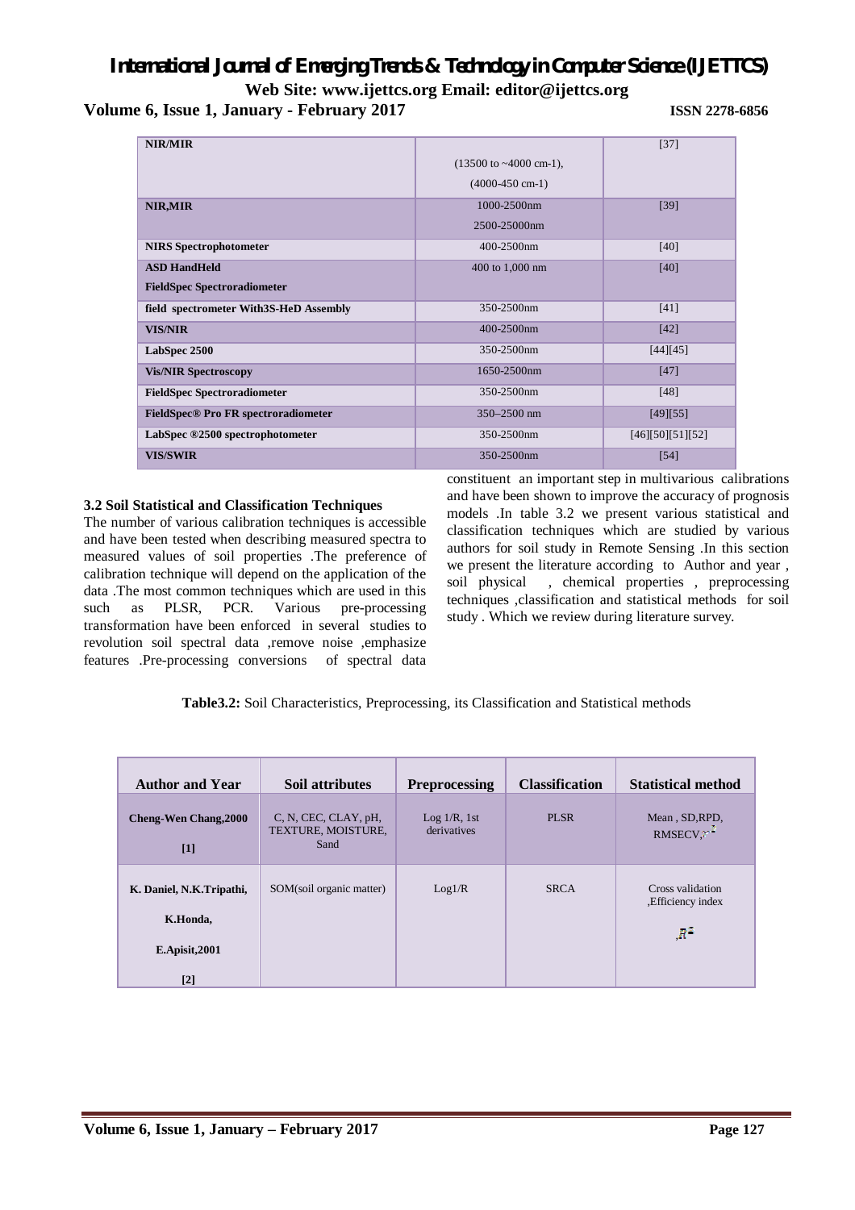| NIR/MIR | (13500 to ~4000 cm-1), (4000-450 cm-1) | [37] |
|---|---|---|
| **NIR,MIR** | 1000-2500nm 2500-25000nm | [39] |
| **NIRS Spectrophotometer** | 400-2500nm | [40] |
| **ASD HandHeld FieldSpec Spectroradiometer** | 400 to 1,000 nm | [40] |
| **field spectrometer With3S-HeD Assembly** | 350-2500nm | [41] |
| **VIS/NIR** | 400-2500nm | [42] |
| **LabSpec 2500** | 350-2500nm | [44][45] |
| **Vis/NIR Spectroscopy** | 1650-2500nm | [47] |
| **FieldSpec Spectroradiometer** | 350-2500nm | [48] |
| **FieldSpec® Pro FR spectroradiometer** | 350–2500 nm | [49][55] |
| **LabSpec ®2500 spectrophotometer** | 350-2500nm | [46][50][51][52] |
| **VIS/SWIR** | 350-2500nm | [54] |

### 3.2 Soil Statistical and Classification Techniques

The number of various calibration techniques is accessible and have been tested when describing measured spectra to measured values of soil properties .The preference of calibration technique will depend on the application of the data .The most common techniques which are used in this such as PLSR, PCR. Various pre-processing transformation have been enforced in several studies to revolution soil spectral data ,remove noise ,emphasize features .Pre-processing conversions of spectral data constituent an important step in multivarious calibrations and have been shown to improve the accuracy of prognosis models .In table 3.2 we present various statistical and classification techniques which are studied by various authors for soil study in Remote Sensing .In this section we present the literature according to Author and year , soil physical , chemical properties , preprocessing techniques ,classification and statistical methods for soil study . Which we review during literature survey.

**Table3.2:** Soil Characteristics, Preprocessing, its Classification and Statistical methods

| Author and Year | Soil attributes | Preprocessing | Classification | Statistical method |
|---|---|---|---|---|
| **Cheng-Wen Chang,2000 [1]** | C, N, CEC, CLAY, pH, TEXTURE, MOISTURE, Sand | Log 1/R, 1st derivatives | PLSR | Mean , SD,RPD, RMSECV, $r^2$ |
| **K. Daniel, N.K.Tripathi, K.Honda, E.Apisit,2001 [2]** | SOM(soil organic matter) | Log1/R | SRCA | Cross validation ,Efficiency index , $R^2$ |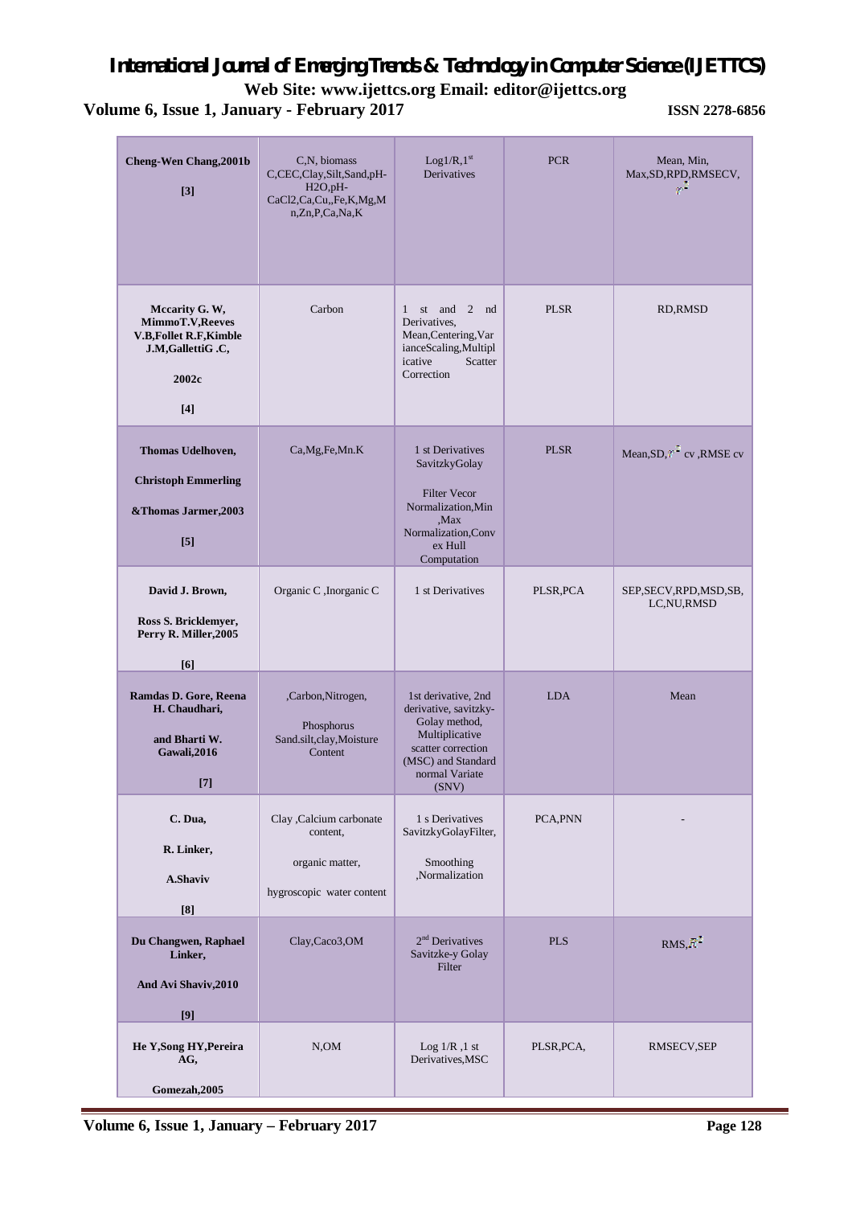| | | | | |
|---|---|---|---|---|
| **Cheng-Wen Chang,2001b** **[3]** | C,N, biomass C,CEC,Clay,Silt,Sand,pH-H2O,pH-CaCl2,Ca,Cu,,Fe,K,Mg,Mn,Zn,P,Ca,Na,K | Log1/R,1st Derivatives | PCR | Mean, Min, Max,SD,RPD,RMSECV, $r^2$ |
| **Mccarity G. W, MimmoT.V,Reeves V.B,Follet R.F,Kimble J.M,GallettiG .C,** **2002c** **[4]** | Carbon | 1 st and 2 nd Derivatives, Mean,Centering,Var ianceScaling,Multipl icative Scatter Correction | PLSR | RD,RMSD |
| **Thomas Udelhoven,** **Christoph Emmerling** **&Thomas Jarmer,2003** **[5]** | Ca,Mg,Fe,Mn.K | 1 st Derivatives SavitzkyGolay Filter Vecor Normalization,Min ,Max Normalization,Conv ex Hull Computation | PLSR | Mean,SD,$r^2$ cv ,RMSE cv |
| **David J. Brown,** **Ross S. Bricklemyer, Perry R. Miller,2005** **[6]** | Organic C ,Inorganic C | 1 st Derivatives | PLSR,PCA | SEP,SECV,RPD,MSD,SB, LC,NU,RMSD |
| **Ramdas D. Gore, Reena H. Chaudhari,** **and Bharti W. Gawali,2016** **[7]** | ,Carbon,Nitrogen, Phosphorus Sand.silt,clay,Moisture Content | 1st derivative, 2nd derivative, savitzky-Golay method, Multiplicative scatter correction (MSC) and Standard normal Variate (SNV) | LDA | Mean |
| **C. Dua,** **R. Linker,** **A.Shaviv** **[8]** | Clay ,Calcium carbonate content, organic matter, hygroscopic water content | 1 s Derivatives SavitzkyGolayFilter, Smoothing ,Normalization | PCA,PNN | - |
| **Du Changwen, Raphael Linker,** **And Avi Shaviv,2010** **[9]** | Clay,Caco3,OM | 2nd Derivatives Savitzke-y Golay Filter | PLS | RMS,$R^2$ |
| **He Y,Song HY,Pereira AG,** **Gomezah,2005** | N,OM | Log 1/R ,1 st Derivatives,MSC | PLSR,PCA, | RMSECV,SEP |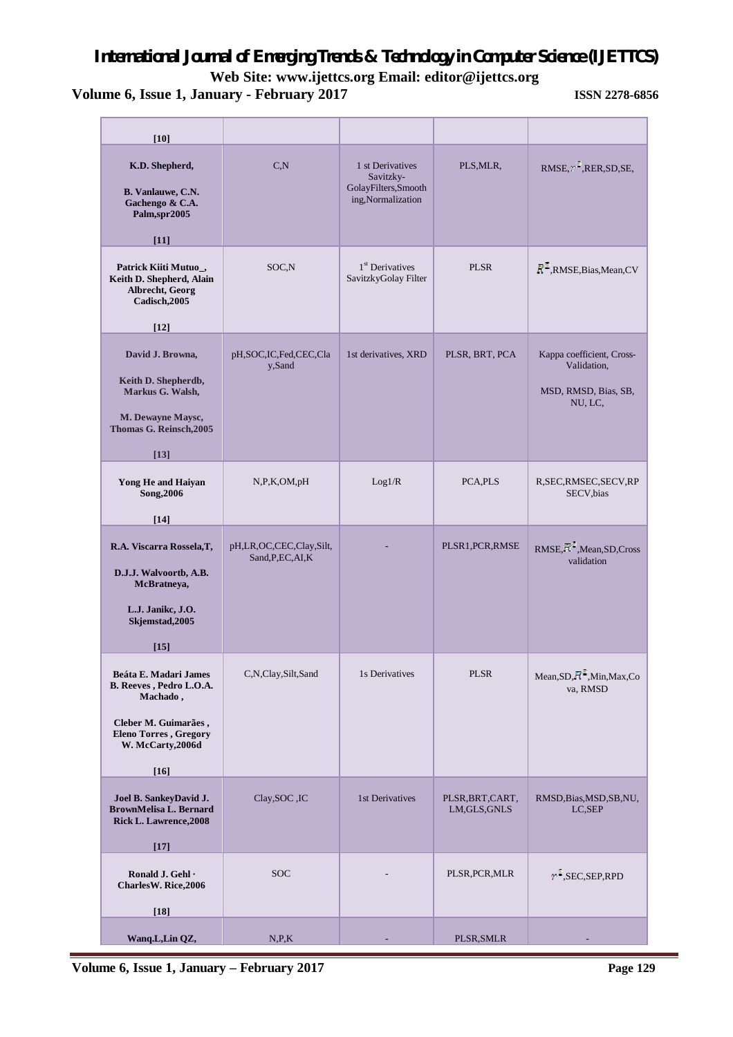| | | | | |
|---|---|---|---|---|
| **[10]** | | | | |
| **K.D. Shepherd,**<br>**B. Vanlauwe, C.N. Gachengo & C.A. Palm,spr2005**<br>**[11]** | C,N | 1 st Derivatives Savitzky-GolayFilters,Smoothing,Normalization | PLS,MLR, | RMSE,$r^2$,RER,SD,SE, |
| **Patrick Kiiti Mutuo_, Keith D. Shepherd, Alain Albrecht, Georg Cadisch,2005**<br>**[12]** | SOC,N | 1st Derivatives SavitzkyGolay Filter | PLSR | $R^2$,RMSE,Bias,Mean,CV |
| **David J. Browna,**<br>**Keith D. Shepherdb, Markus G. Walsh,**<br>**M. Dewayne Maysc, Thomas G. Reinsch,2005**<br>**[13]** | pH,SOC,IC,Fed,CEC,Clay,Sand | 1st derivatives, XRD | PLSR, BRT, PCA | Kappa coefficient, Cross-Validation,<br>MSD, RMSD, Bias, SB, NU, LC, |
| **Yong He and Haiyan Song,2006**<br>**[14]** | N,P,K,OM,pH | Log1/R | PCA,PLS | R,SEC,RMSEC,SECV,RPSECV,bias |
| **R.A. Viscarra Rossela,T,**<br>**D.J.J. Walvoortb, A.B. McBratneya,**<br>**L.J. Janikc, J.O. Skjemstad,2005**<br>**[15]** | pH,LR,OC,CEC,Clay,Silt,Sand,P,EC,AI,K | - | PLSR1,PCR,RMSE | RMSE,$R^2$,Mean,SD,Cross validation |
| **Beáta E. Madari James B. Reeves , Pedro L.O.A. Machado ,**<br>**Cleber M. Guimarães , Eleno Torres , Gregory W. McCarty,2006d**<br>**[16]** | C,N,Clay,Silt,Sand | 1s Derivatives | PLSR | Mean,SD,$R^2$,Min,Max,Cova, RMSD |
| **Joel B. SankeyDavid J. BrownMelisa L. Bernard Rick L. Lawrence,2008**<br>**[17]** | Clay,SOC ,IC | 1st Derivatives | PLSR,BRT,CART, LM,GLS,GNLS | RMSD,Bias,MSD,SB,NU, LC,SEP |
| **Ronald J. Gehl · CharlesW. Rice,2006**<br>**[18]** | SOC | - | PLSR,PCR,MLR | $r^2$,SEC,SEP,RPD |
| **Wanq.L,Lin QZ,** | N,P,K | - | PLSR,SMLR | - |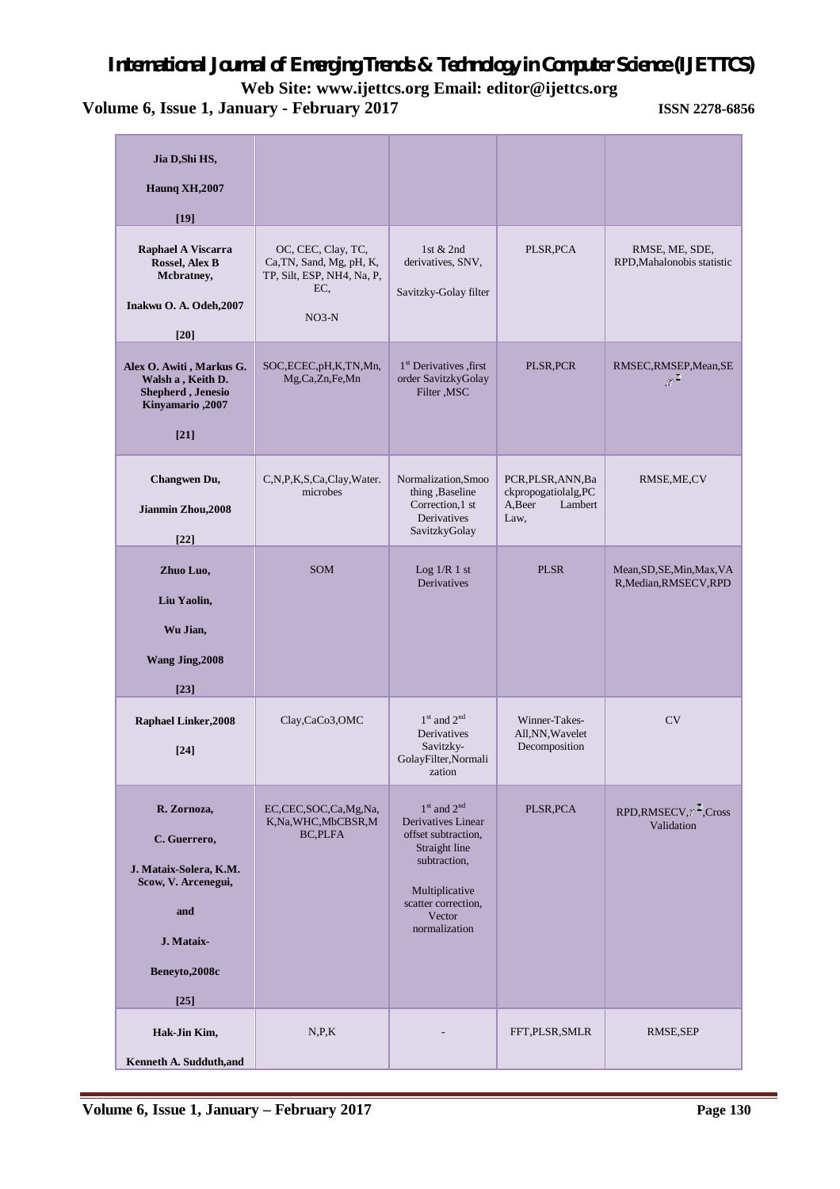| Jia D,Shi HS, Haunq XH,2007 [19] | | | | |
|---|---|---|---|---|
| Raphael A Viscarra Rossel, Alex B Mcbratney, Inakwu O. A. Odeh,2007 [20] | OC, CEC, Clay, TC, Ca,TN, Sand, Mg, pH, K, TP, Silt, ESP, NH4, Na, P, EC, NO3-N | 1st & 2nd derivatives, SNV, Savitzky-Golay filter | PLSR,PCA | RMSE, ME, SDE, RPD,Mahalonobis statistic |
| Alex O. Awiti , Markus G. Walsh a , Keith D. Shepherd , Jenesio Kinyamario ,2007 [21] | SOC,ECEC,pH,K,TN,Mn, Mg,Ca,Zn,Fe,Mn | 1st Derivatives ,first order SavitzkyGolay Filter ,MSC | PLSR,PCR | RMSEC,RMSEP,Mean,SE $r^2$ |
| Changwen Du, Jianmin Zhou,2008 [22] | C,N,P,K,S,Ca,Clay,Water. microbes | Normalization,Smoothing ,Baseline Correction,1 st Derivatives SavitzkyGolay | PCR,PLSR,ANN,Backpropogatiolalg,PCA,Beer Lambert Law, | RMSE,ME,CV |
| Zhuo Luo, Liu Yaolin, Wu Jian, Wang Jing,2008 [23] | SOM | Log 1/R 1 st Derivatives | PLSR | Mean,SD,SE,Min,Max,VAR,Median,RMSECV,RPD |
| Raphael Linker,2008 [24] | Clay,CaCo3,OMC | 1st and 2nd Derivatives Savitzky-GolayFilter,Normalization | Winner-Takes-All,NN,Wavelet Decomposition | CV |
| R. Zornoza, C. Guerrero, J. Mataix-Solera, K.M. Scow, V. Arcenegui, and J. Mataix-Beneyto,2008c [25] | EC,CEC,SOC,Ca,Mg,Na, K,Na,WHC,MbCBSR,MBC,PLFA | 1st and 2nd Derivatives Linear offset subtraction, Straight line subtraction, Multiplicative scatter correction, Vector normalization | PLSR,PCA | RPD,RMSECV,$r^2$,Cross Validation |
| Hak-Jin Kim, Kenneth A. Sudduth,and | N,P,K | - | FFT,PLSR,SMLR | RMSE,SEP |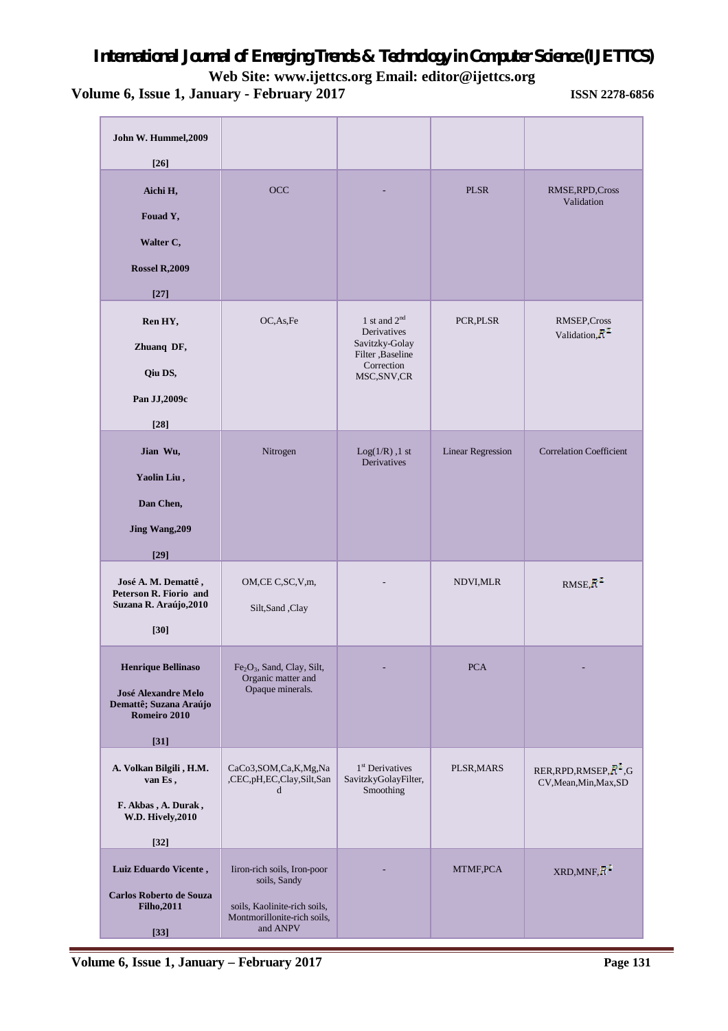| John W. Hummel,2009 [26] | | | | |
|---|---|---|---|---|
| Aichi H, Fouad Y, Walter C, Rossel R,2009 [27] | OCC | - | PLSR | RMSE,RPD,Cross Validation |
| Ren HY, Zhuanq DF, Qiu DS, Pan JJ,2009c [28] | OC,As,Fe | 1 st and 2[nd] Derivatives Savitzky-Golay Filter ,Baseline Correction MSC,SNV,CR | PCR,PLSR | RMSEP,Cross Validation,$R^2$ |
| Jian Wu, Yaolin Liu , Dan Chen, Jing Wang,209 [29] | Nitrogen | Log(1/R) ,1 st Derivatives | Linear Regression | Correlation Coefficient |
| José A. M. Demattê , Peterson R. Fiorio and Suzana R. Araújo,2010 [30] | OM,CE C,SC,V,m, Silt,Sand ,Clay | - | NDVI,MLR | RMSE,$R^2$ |
| Henrique Bellinaso José Alexandre Melo Demattê; Suzana Araújo Romeiro 2010 [31] | $Fe_2O_3$, Sand, Clay, Silt, Organic matter and Opaque minerals. | - | PCA | - |
| A. Volkan Bilgili , H.M. van Es , F. Akbas , A. Durak , W.D. Hively,2010 [32] | CaCo3,SOM,Ca,K,Mg,Na ,CEC,pH,EC,Clay,Silt,Sand | 1[st] Derivatives SavitzkyGolayFilter, Smoothing | PLSR,MARS | RER,RPD,RMSEP,$R^2$,GCV,Mean,Min,Max,SD |
| Luiz Eduardo Vicente , Carlos Roberto de Souza Filho,2011 [33] | Iiron-rich soils, Iron-poor soils, Sandy soils, Kaolinite-rich soils, Montmorillonite-rich soils, and ANPV | - | MTMF,PCA | XRD,MNF,$R^2$ |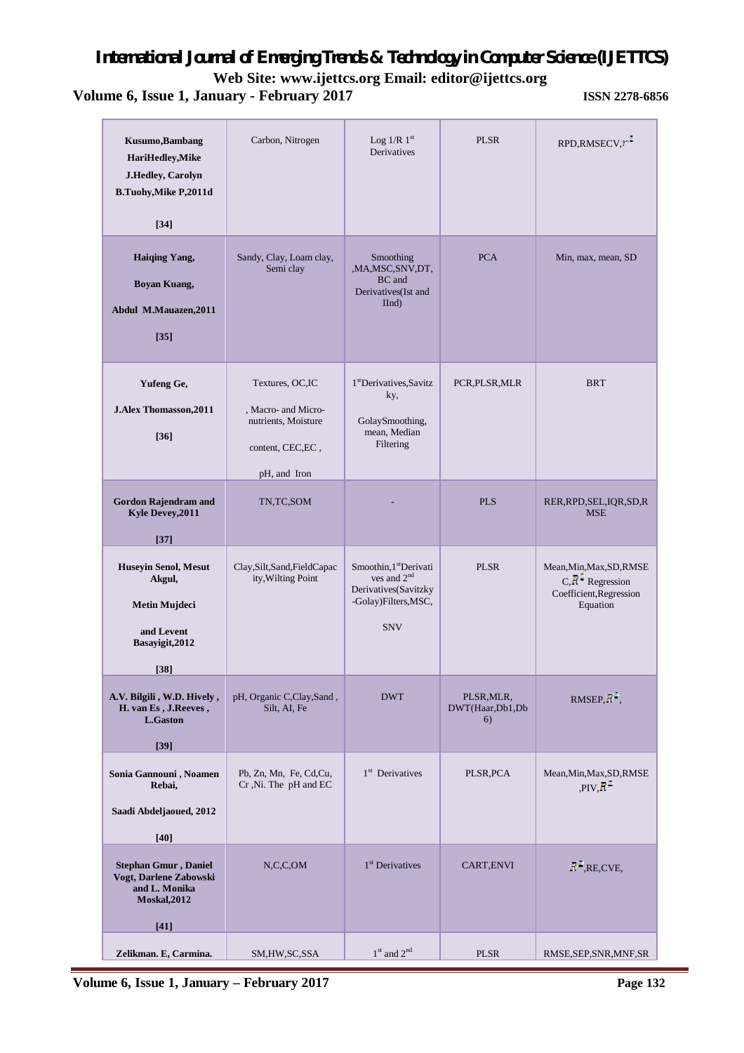| Kusumo,Bambang HariHedley,Mike J.Hedley, Carolyn B.Tuohy,Mike P,2011d [34] | Carbon, Nitrogen | Log 1/R 1st Derivatives | PLSR | RPD,RMSECV,$r^2$ |
|---|---|---|---|---|
| Haiqing Yang, Boyan Kuang, Abdul M.Mauazen,2011 [35] | Sandy, Clay, Loam clay, Semi clay | Smoothing ,MA,MSC,SNV,DT, BC and Derivatives(Ist and IInd) | PCA | Min, max, mean, SD |
| Yufeng Ge, J.Alex Thomasson,2011 [36] | Textures, OC,IC , Macro- and Micro-nutrients, Moisture content, CEC,EC , pH, and Iron | 1stDerivatives,Savitzky, GolaySmoothing, mean, Median Filtering | PCR,PLSR,MLR | BRT |
| Gordon Rajendram and Kyle Devey,2011 [37] | TN,TC,SOM | - | PLS | RER,RPD,SEL,IQR,SD,RMSE |
| Huseyin Senol, Mesut Akgul, Metin Mujdeci and Levent Basayigit,2012 [38] | Clay,Silt,Sand,FieldCapacity,Wilting Point | Smoothin,1stDerivatives and 2nd Derivatives(Savitzky-Golay)Filters,MSC, SNV | PLSR | Mean,Min,Max,SD,RMSEC,$R^2$ Regression Coefficient,Regression Equation |
| A.V. Bilgili , W.D. Hively , H. van Es , J.Reeves , L.Gaston [39] | pH, Organic C,Clay,Sand , Silt, Al, Fe | DWT | PLSR,MLR, DWT(Haar,Db1,Db6) | RMSEP,$R^2$, |
| Sonia Gannouni , Noamen Rebai, Saadi Abdeljaoued, 2012 [40] | Pb, Zn, Mn, Fe, Cd,Cu, Cr ,Ni. The pH and EC | 1st Derivatives | PLSR,PCA | Mean,Min,Max,SD,RMSE,PIV,$R^2$ |
| Stephan Gmur , Daniel Vogt, Darlene Zabowski and L. Monika Moskal,2012 [41] | N,C,C,OM | 1st Derivatives | CART,ENVI | $R^2$,RE,CVE, |
| Zelikman. E, Carmina. | SM,HW,SC,SSA | 1st and 2nd | PLSR | RMSE,SEP,SNR,MNF,SR |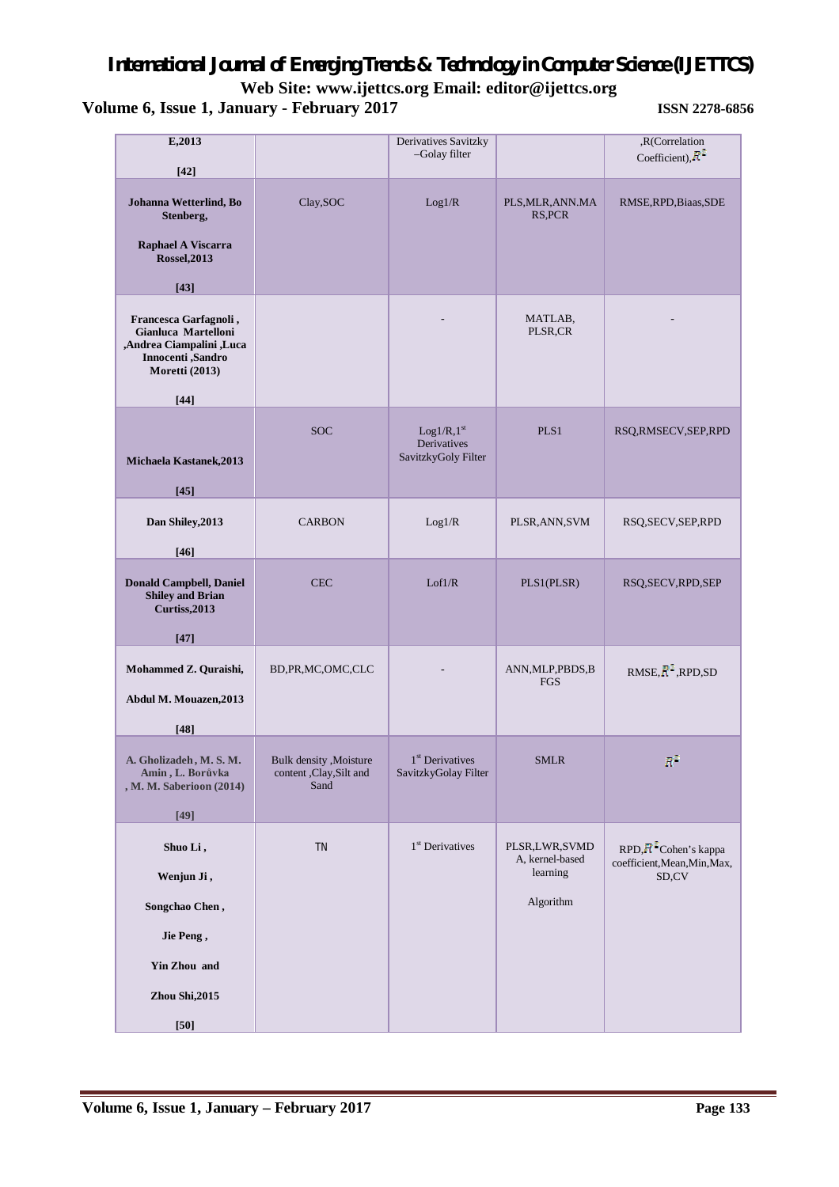| E,2013 [42] | | Derivatives Savitzky –Golay filter | | ,R(Correlation Coefficient),$R^2$ |
|---|---|---|---|---|
| Johanna Wetterlind, Bo Stenberg, Raphael A Viscarra Rossel,2013 [43] | Clay,SOC | Log1/R | PLS,MLR,ANN.MARS,PCR | RMSE,RPD,Biaas,SDE |
| Francesca Garfagnoli , Gianluca Martelloni ,Andrea Ciampalini ,Luca Innocenti ,Sandro Moretti (2013) [44] | | - | MATLAB, PLSR,CR | - |
| Michaela Kastanek,2013 [45] | SOC | Log1/R,1[st] Derivatives SavitzkyGoly Filter | PLS1 | RSQ,RMSECV,SEP,RPD |
| Dan Shiley,2013 [46] | CARBON | Log1/R | PLSR,ANN,SVM | RSQ,SECV,SEP,RPD |
| Donald Campbell, Daniel Shiley and Brian Curtiss,2013 [47] | CEC | Lof1/R | PLS1(PLSR) | RSQ,SECV,RPD,SEP |
| Mohammed Z. Quraishi, Abdul M. Mouazen,2013 [48] | BD,PR,MC,OMC,CLC | - | ANN,MLP,PBDS,BFGS | RMSE,$R^2$,RPD,SD |
| A. Gholizadeh , M. S. M. Amin , L. Borůvka , M. M. Saberioon (2014) [49] | Bulk density ,Moisture content ,Clay,Silt and Sand | 1[st] Derivatives SavitzkyGolay Filter | SMLR | $R^2$ |
| Shuo Li , Wenjun Ji , Songchao Chen , Jie Peng , Yin Zhou and Zhou Shi,2015 [50] | TN | 1[st] Derivatives | PLSR,LWR,SVMDA, kernel-based learning Algorithm | RPD,$R^2$Cohen's kappa coefficient,Mean,Min,Max, SD,CV |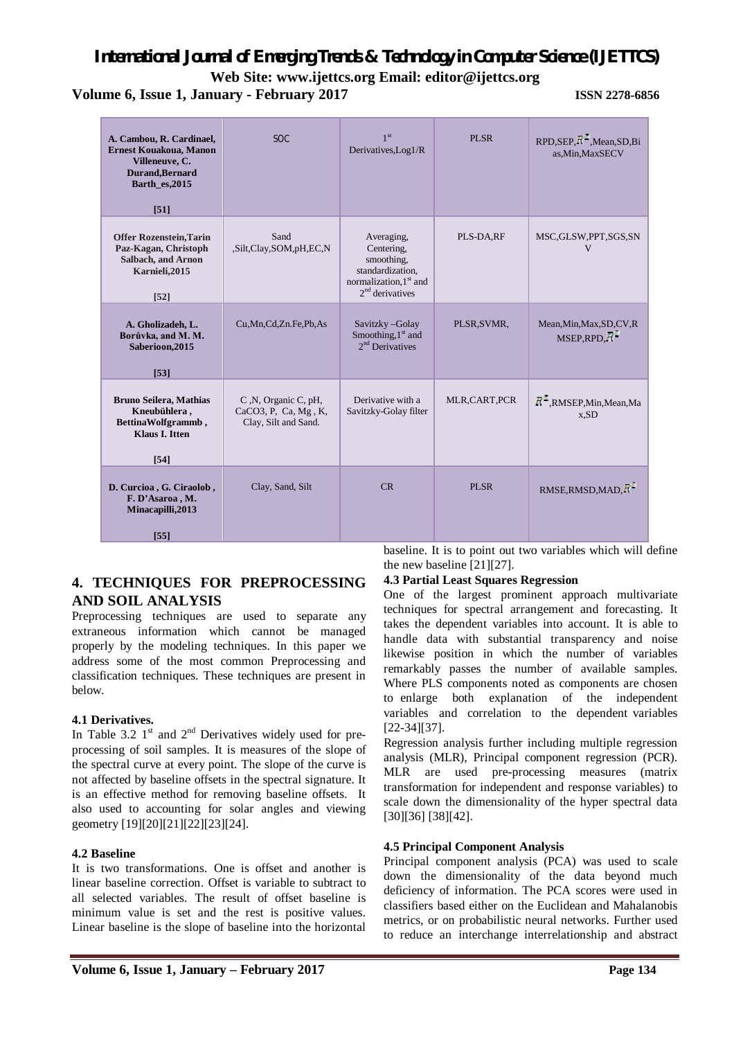| A. Cambou, R. Cardinael, Ernest Kouakoua, Manon Villeneuve, C. Durand,Bernard Barth_es,2015 [51] | SOC | 1[st] Derivatives,Log1/R | PLSR | RPD,SEP,$R^2$,Mean,SD,Bias,Min,MaxSECV |
|---|---|---|---|---|
| Offer Rozenstein,Tarin Paz-Kagan, Christoph Salbach, and Arnon Karnieli,2015 [52] | Sand ,Silt,Clay,SOM,pH,EC,N | Averaging, Centering, smoothing, standardization, normalization,1[st] and 2[nd] derivatives | PLS-DA,RF | MSC,GLSW,PPT,SGS,SNV |
| A. Gholizadeh, L. Borůvka, and M. M. Saberioon,2015 [53] | Cu,Mn,Cd,Zn.Fe,Pb,As | Savitzky –Golay Smoothing,1[st] and 2[nd] Derivatives | PLSR,SVMR, | Mean,Min,Max,SD,CV,RMSEP,RPD,$R^2$ |
| Bruno Seilera, Mathias Kneubühlera , BettinaWolfgrammb , Klaus I. Itten [54] | C ,N, Organic C, pH, CaCO3, P, Ca, Mg , K, Clay, Silt and Sand. | Derivative with a Savitzky-Golay filter | MLR,CART,PCR | $R^2$,RMSEP,Min,Mean,Max,SD |
| D. Curcioa , G. Ciraolob , F. D'Asaroa , M. Minacapilli,2013 [55] | Clay, Sand, Silt | CR | PLSR | RMSE,RMSD,MAD,$R^2$ |

## 4. TECHNIQUES FOR PREPROCESSING AND SOIL ANALYSIS

Preprocessing techniques are used to separate any extraneous information which cannot be managed properly by the modeling techniques. In this paper we address some of the most common Preprocessing and classification techniques. These techniques are present in below.

### 4.1 Derivatives.

In Table 3.2 1[st] and 2[nd] Derivatives widely used for pre-processing of soil samples. It is measures of the slope of the spectral curve at every point. The slope of the curve is not affected by baseline offsets in the spectral signature. It is an effective method for removing baseline offsets. It also used to accounting for solar angles and viewing geometry [19][20][21][22][23][24].

### 4.2 Baseline

It is two transformations. One is offset and another is linear baseline correction. Offset is variable to subtract to all selected variables. The result of offset baseline is minimum value is set and the rest is positive values. Linear baseline is the slope of baseline into the horizontal baseline. It is to point out two variables which will define the new baseline [21][27].

### 4.3 Partial Least Squares Regression

One of the largest prominent approach multivariate techniques for spectral arrangement and forecasting. It takes the dependent variables into account. It is able to handle data with substantial transparency and noise likewise position in which the number of variables remarkably passes the number of available samples. Where PLS components noted as components are chosen to enlarge both explanation of the independent variables and correlation to the dependent variables [22-34][37].

Regression analysis further including multiple regression analysis (MLR), Principal component regression (PCR). MLR are used pre-processing measures (matrix transformation for independent and response variables) to scale down the dimensionality of the hyper spectral data [30][36] [38][42].

### 4.5 Principal Component Analysis

Principal component analysis (PCA) was used to scale down the dimensionality of the data beyond much deficiency of information. The PCA scores were used in classifiers based either on the Euclidean and Mahalanobis metrics, or on probabilistic neural networks. Further used to reduce an interchange interrelationship and abstract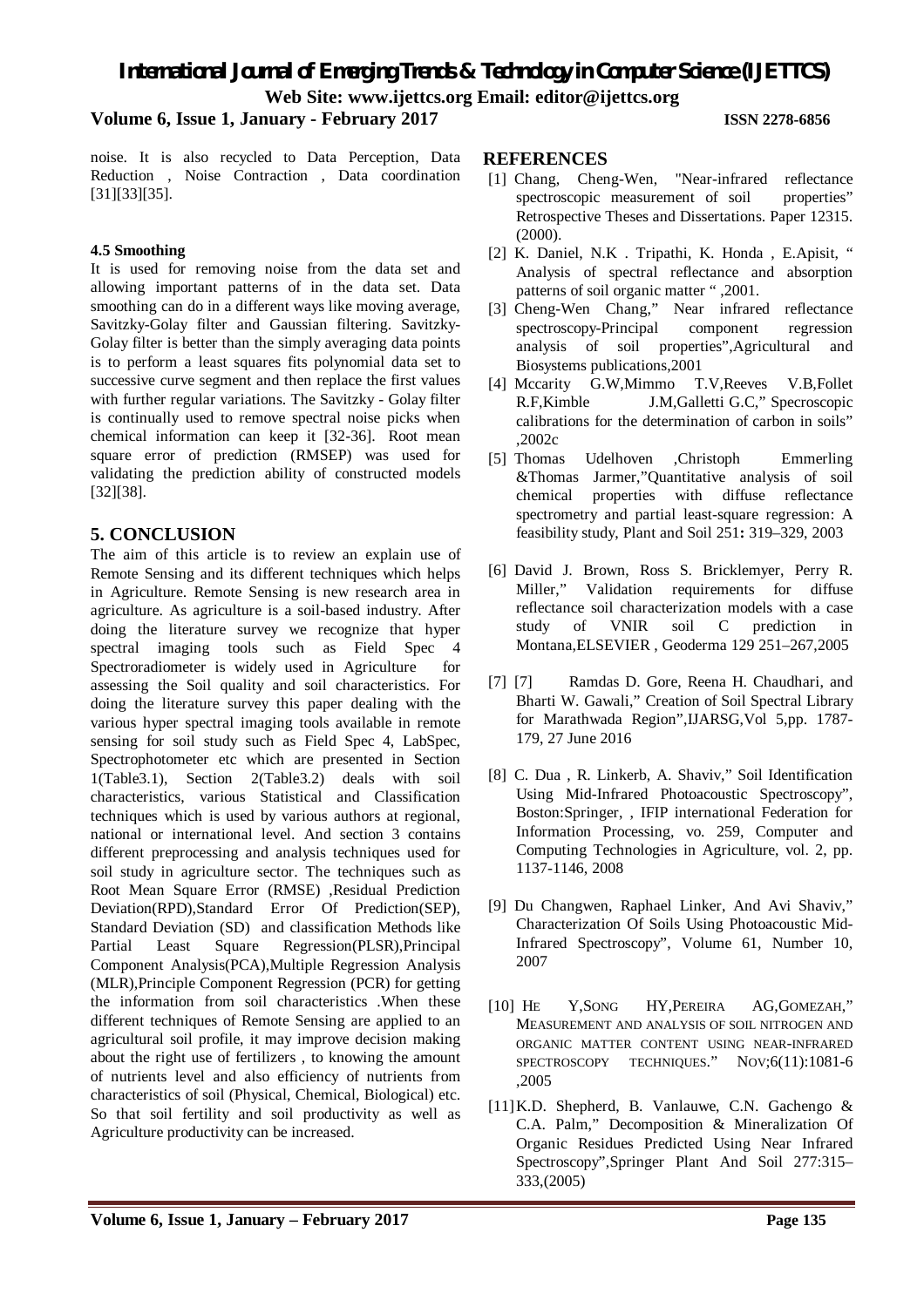noise. It is also recycled to Data Perception, Data Reduction , Noise Contraction , Data coordination [31][33][35].

#### 4.5 Smoothing

It is used for removing noise from the data set and allowing important patterns of in the data set. Data smoothing can do in a different ways like moving average, Savitzky-Golay filter and Gaussian filtering. Savitzky-Golay filter is better than the simply averaging data points is to perform a least squares fits polynomial data set to successive curve segment and then replace the first values with further regular variations. The Savitzky - Golay filter is continually used to remove spectral noise picks when chemical information can keep it [32-36]. Root mean square error of prediction (RMSEP) was used for validating the prediction ability of constructed models [32][38].

## 5. CONCLUSION

The aim of this article is to review an explain use of Remote Sensing and its different techniques which helps in Agriculture. Remote Sensing is new research area in agriculture. As agriculture is a soil-based industry. After doing the literature survey we recognize that hyper spectral imaging tools such as Field Spec 4 Spectroradiometer is widely used in Agriculture for assessing the Soil quality and soil characteristics. For doing the literature survey this paper dealing with the various hyper spectral imaging tools available in remote sensing for soil study such as Field Spec 4, LabSpec, Spectrophotometer etc which are presented in Section 1(Table3.1), Section 2(Table3.2) deals with soil characteristics, various Statistical and Classification techniques which is used by various authors at regional, national or international level. And section 3 contains different preprocessing and analysis techniques used for soil study in agriculture sector. The techniques such as Root Mean Square Error (RMSE) ,Residual Prediction Deviation(RPD),Standard Error Of Prediction(SEP), Standard Deviation (SD) and classification Methods like Partial Least Square Regression(PLSR),Principal Component Analysis(PCA),Multiple Regression Analysis (MLR),Principle Component Regression (PCR) for getting the information from soil characteristics .When these different techniques of Remote Sensing are applied to an agricultural soil profile, it may improve decision making about the right use of fertilizers , to knowing the amount of nutrients level and also efficiency of nutrients from characteristics of soil (Physical, Chemical, Biological) etc. So that soil fertility and soil productivity as well as Agriculture productivity can be increased.

## REFERENCES

[1] Chang, Cheng-Wen, "Near-infrared reflectance spectroscopic measurement of soil properties" Retrospective Theses and Dissertations. Paper 12315. (2000).

[2] K. Daniel, N.K . Tripathi, K. Honda , E.Apisit, " Analysis of spectral reflectance and absorption patterns of soil organic matter " ,2001.

[3] Cheng-Wen Chang," Near infrared reflectance spectroscopy-Principal component regression analysis of soil properties",Agricultural and Biosystems publications,2001

[4] Mccarity G.W,Mimmo T.V,Reeves V.B,Follet R.F,Kimble J.M,Galletti G.C," Specroscopic calibrations for the determination of carbon in soils" ,2002c

[5] Thomas Udelhoven ,Christoph Emmerling &Thomas Jarmer,"Quantitative analysis of soil chemical properties with diffuse reflectance spectrometry and partial least-square regression: A feasibility study, Plant and Soil 251**:** 319–329, 2003

[6] David J. Brown, Ross S. Bricklemyer, Perry R. Miller," Validation requirements for diffuse reflectance soil characterization models with a case study of VNIR soil C prediction in Montana,ELSEVIER , Geoderma 129 251–267,2005

[7] [7] Ramdas D. Gore, Reena H. Chaudhari, and Bharti W. Gawali," Creation of Soil Spectral Library for Marathwada Region",IJARSG,Vol 5,pp. 1787-179, 27 June 2016

[8] C. Dua , R. Linkerb, A. Shaviv," Soil Identification Using Mid-Infrared Photoacoustic Spectroscopy", Boston:Springer, , IFIP international Federation for Information Processing, vo. 259, Computer and Computing Technologies in Agriculture, vol. 2, pp. 1137-1146, 2008

[9] Du Changwen, Raphael Linker, And Avi Shaviv," Characterization Of Soils Using Photoacoustic Mid-Infrared Spectroscopy", Volume 61, Number 10, 2007

[10] HE Y,SONG HY,PEREIRA AG,GOMEZAH," MEASUREMENT AND ANALYSIS OF SOIL NITROGEN AND ORGANIC MATTER CONTENT USING NEAR-INFRARED SPECTROSCOPY TECHNIQUES." NOV;6(11):1081-6 ,2005

[11] K.D. Shepherd, B. Vanlauwe, C.N. Gachengo & C.A. Palm," Decomposition & Mineralization Of Organic Residues Predicted Using Near Infrared Spectroscopy",Springer Plant And Soil 277:315–333,(2005)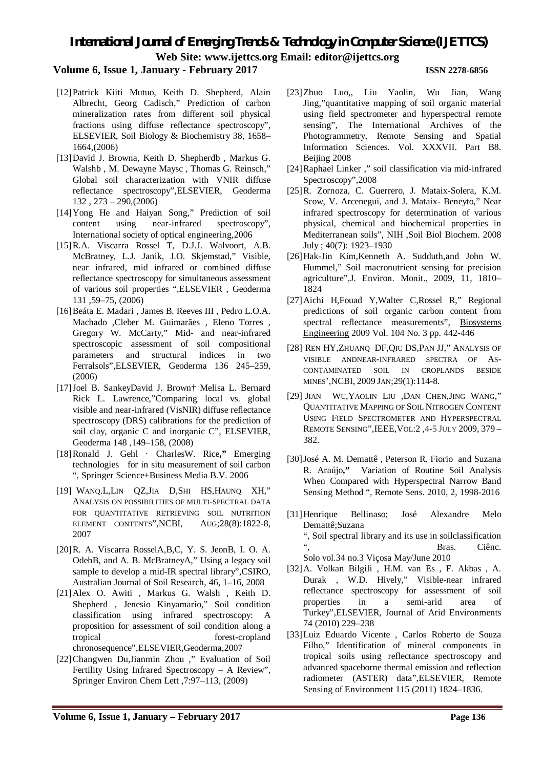[12] Patrick Kiiti Mutuo, Keith D. Shepherd, Alain Albrecht, Georg Cadisch," Prediction of carbon mineralization rates from different soil physical fractions using diffuse reflectance spectroscopy", ELSEVIER, Soil Biology & Biochemistry 38, 1658–1664,(2006)

[13] David J. Browna, Keith D. Shepherdb , Markus G. Walshb , M. Dewayne Maysc , Thomas G. Reinsch," Global soil characterization with VNIR diffuse reflectance spectroscopy",ELSEVIER, Geoderma 132 , 273 – 290,(2006)

[14] Yong He and Haiyan Song," Prediction of soil content using near-infrared spectroscopy", International society of optical engineering,2006

[15] R.A. Viscarra Rossel T, D.J.J. Walvoort, A.B. McBratney, L.J. Janik, J.O. Skjemstad," Visible, near infrared, mid infrared or combined diffuse reflectance spectroscopy for simultaneous assessment of various soil properties ",ELSEVIER , Geoderma 131 ,59–75, (2006)

[16] Beáta E. Madari , James B. Reeves III , Pedro L.O.A. Machado ,Cleber M. Guimarães , Eleno Torres , Gregory W. McCarty," Mid- and near-infrared spectroscopic assessment of soil compositional parameters and structural indices in two Ferralsols",ELSEVIER, Geoderma 136 245–259, (2006)

[17] Joel B. SankeyDavid J. Brown† Melisa L. Bernard Rick L. Lawrence,"Comparing local vs. global visible and near-infrared (VisNIR) diffuse reflectance spectroscopy (DRS) calibrations for the prediction of soil clay, organic C and inorganic C", ELSEVIER, Geoderma 148 ,149–158, (2008)

[18] Ronald J. Gehl · CharlesW. Rice**,"** Emerging technologies for in situ measurement of soil carbon ", Springer Science+Business Media B.V. 2006

[19] WANQ.L,LIN QZ,JIA D,SHI HS,HAUNQ XH," ANALYSIS ON POSSIBILITIES OF MULTI-SPECTRAL DATA FOR QUANTITATIVE RETRIEVING SOIL NUTRITION ELEMENT CONTENTS",NCBI, AUG;28(8):1822-8, 2007

[20] R. A. Viscarra RosselA,B,C, Y. S. JeonB, I. O. A. OdehB, and A. B. McBratneyA," Using a legacy soil sample to develop a mid-IR spectral library",CSIRO, Australian Journal of Soil Research, 46, 1–16, 2008

[21] Alex O. Awiti , Markus G. Walsh , Keith D. Shepherd , Jenesio Kinyamario," Soil condition classification using infrared spectroscopy: A proposition for assessment of soil condition along a tropical forest-cropland chronosequence",ELSEVIER,Geoderma,2007

[22] Changwen Du,Jianmin Zhou ," Evaluation of Soil Fertility Using Infrared Spectroscopy – A Review", Springer Environ Chem Lett ,7:97–113, (2009)

[23] Zhuo Luo,, Liu Yaolin, Wu Jian, Wang Jing,"quantitative mapping of soil organic material using field spectrometer and hyperspectral remote sensing", The International Archives of the Photogrammetry, Remote Sensing and Spatial Information Sciences. Vol. XXXVII. Part B8. Beijing 2008

[24] Raphael Linker ," soil classification via mid-infrared Spectroscopy",2008

[25] R. Zornoza, C. Guerrero, J. Mataix-Solera, K.M. Scow, V. Arcenegui, and J. Mataix- Beneyto," Near infrared spectroscopy for determination of various physical, chemical and biochemical properties in Mediterranean soils", NIH ,Soil Biol Biochem. 2008 July ; 40(7): 1923–1930

[26] Hak-Jin Kim,Kenneth A. Sudduth,and John W. Hummel," Soil macronutrient sensing for precision agriculture",J. Environ. Monit., 2009, 11, 1810–1824

[27] Aichi H,Fouad Y,Walter C,Rossel R," Regional predictions of soil organic carbon content from spectral reflectance measurements", Biosystems Engineering 2009 Vol. 104 No. 3 pp. 442-446

[28] REN HY,ZHUANQ DF,QIU DS,PAN JJ," ANALYSIS OF VISIBLE ANDNEAR-INFRARED SPECTRA OF AS-CONTAMINATED SOIL IN CROPLANDS BESIDE MINES',NCBI, 2009 JAN;29(1):114-8.

[29] JIAN WU,YAOLIN LIU ,DAN CHEN,JING WANG," QUANTITATIVE MAPPING OF SOIL NITROGEN CONTENT USING FIELD SPECTROMETER AND HYPERSPECTRAL REMOTE SENSING",IEEE,VOL:2 ,4-5 JULY 2009, 379 – 382.

[30] José A. M. Demattê , Peterson R. Fiorio and Suzana R. Araújo**,"** Variation of Routine Soil Analysis When Compared with Hyperspectral Narrow Band Sensing Method ", Remote Sens. 2010, 2, 1998-2016

[31] Henrique Bellinaso; José Alexandre Melo Demattê;Suzana ", Soil spectral library and its use in soilclassification ", Bras. Ciênc. Solo vol.34 no.3 Viçosa May/June 2010

[32] A. Volkan Bilgili , H.M. van Es , F. Akbas , A. Durak , W.D. Hively," Visible-near infrared reflectance spectroscopy for assessment of soil properties in a semi-arid area of Turkey",ELSEVIER, Journal of Arid Environments 74 (2010) 229–238

[33] Luiz Eduardo Vicente , Carlos Roberto de Souza Filho," Identification of mineral components in tropical soils using reflectance spectroscopy and advanced spaceborne thermal emission and reflection radiometer (ASTER) data",ELSEVIER, Remote Sensing of Environment 115 (2011) 1824–1836.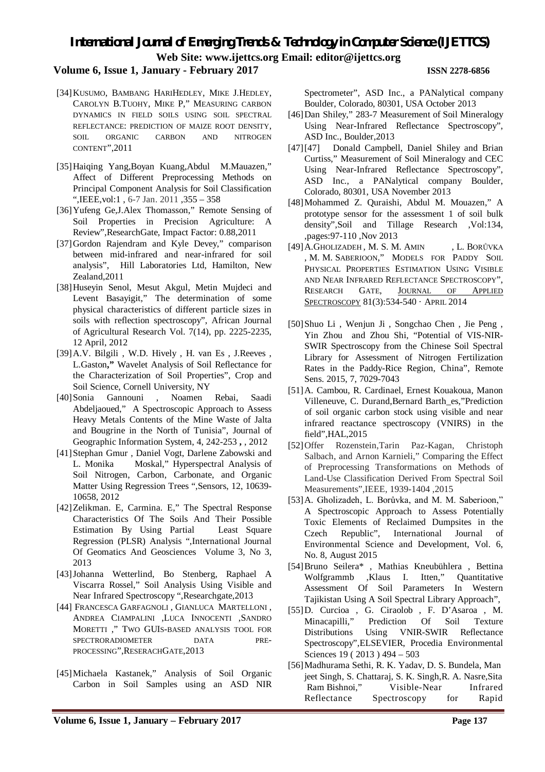[34] KUSUMO, BAMBANG HARIHEDLEY, MIKE J.HEDLEY, CAROLYN B.TUOHY, MIKE P," MEASURING CARBON DYNAMICS IN FIELD SOILS USING SOIL SPECTRAL REFLECTANCE: PREDICTION OF MAIZE ROOT DENSITY, SOIL ORGANIC CARBON AND NITROGEN CONTENT",2011

[35] Haiqing Yang,Boyan Kuang,Abdul M.Mauazen," Affect of Different Preprocessing Methods on Principal Component Analysis for Soil Classification ",IEEE,vol:1 , 6-7 Jan. 2011 ,355 – 358

[36] Yufeng Ge,J.Alex Thomasson," Remote Sensing of Soil Properties in Precision Agriculture: A Review",ResearchGate, Impact Factor: 0.88,2011

[37] Gordon Rajendram and Kyle Devey," comparison between mid-infrared and near-infrared for soil analysis", Hill Laboratories Ltd, Hamilton, New Zealand,2011

[38] Huseyin Senol, Mesut Akgul, Metin Mujdeci and Levent Basayigit," The determination of some physical characteristics of different particle sizes in soils with reflection spectroscopy", African Journal of Agricultural Research Vol. 7(14), pp. 2225-2235, 12 April, 2012

[39] A.V. Bilgili , W.D. Hively , H. van Es , J.Reeves , L.Gaston," Wavelet Analysis of Soil Reflectance for the Characterization of Soil Properties", Crop and Soil Science, Cornell University, NY

[40] Sonia Gannouni , Noamen Rebai, Saadi Abdeljaoued," A Spectroscopic Approach to Assess Heavy Metals Contents of the Mine Waste of Jalta and Bougrine in the North of Tunisia", Journal of Geographic Information System, 4, 242-253 , , 2012

[41] Stephan Gmur , Daniel Vogt, Darlene Zabowski and L. Monika Moskal," Hyperspectral Analysis of Soil Nitrogen, Carbon, Carbonate, and Organic Matter Using Regression Trees ",Sensors, 12, 10639-10658, 2012

[42] Zelikman. E, Carmina. E," The Spectral Response Characteristics Of The Soils And Their Possible Estimation By Using Partial Least Square Regression (PLSR) Analysis ",International Journal Of Geomatics And Geosciences Volume 3, No 3, 2013

[43] Johanna Wetterlind, Bo Stenberg, Raphael A Viscarra Rossel," Soil Analysis Using Visible and Near Infrared Spectroscopy ",Researchgate,2013

[44] FRANCESCA GARFAGNOLI , GIANLUCA MARTELLONI , ANDREA CIAMPALINI ,LUCA INNOCENTI ,SANDRO MORETTI ," TWO GUIS-BASED ANALYSIS TOOL FOR SPECTRORADIOMETER DATA PRE-PROCESSING",RESERACHGATE,2013

[45] Michaela Kastanek," Analysis of Soil Organic Carbon in Soil Samples using an ASD NIR Spectrometer", ASD Inc., a PANalytical company Boulder, Colorado, 80301, USA October 2013

[46] Dan Shiley," 283-7 Measurement of Soil Mineralogy Using Near-Infrared Reflectance Spectroscopy", ASD Inc., Boulder,2013

[47] [47] Donald Campbell, Daniel Shiley and Brian Curtiss," Measurement of Soil Mineralogy and CEC Using Near-Infrared Reflectance Spectroscopy", ASD Inc., a PANalytical company Boulder, Colorado, 80301, USA November 2013

[48] Mohammed Z. Quraishi, Abdul M. Mouazen," A prototype sensor for the assessment 1 of soil bulk density",Soil and Tillage Research ,Vol:134, ,pages:97-110 ,Nov 2013

[49] A.GHOLIZADEH , M. S. M. AMIN , L. BORŮVKA , M. M. SABERIOON," MODELS FOR PADDY SOIL PHYSICAL PROPERTIES ESTIMATION USING VISIBLE AND NEAR INFRARED REFLECTANCE SPECTROSCOPY", RESEARCH GATE, JOURNAL OF APPLIED SPECTROSCOPY 81(3):534-540 · APRIL 2014

[50] Shuo Li , Wenjun Ji , Songchao Chen , Jie Peng , Yin Zhou and Zhou Shi, "Potential of VIS-NIR-SWIR Spectroscopy from the Chinese Soil Spectral Library for Assessment of Nitrogen Fertilization Rates in the Paddy-Rice Region, China", Remote Sens. 2015, 7, 7029-7043

[51] A. Cambou, R. Cardinael, Ernest Kouakoua, Manon Villeneuve, C. Durand,Bernard Barth_es,"Prediction of soil organic carbon stock using visible and near infrared reactance spectroscopy (VNIRS) in the field",HAL,2015

[52] Offer Rozenstein,Tarin Paz-Kagan, Christoph Salbach, and Arnon Karnieli," Comparing the Effect of Preprocessing Transformations on Methods of Land-Use Classification Derived From Spectral Soil Measurements",IEEE, 1939-1404 ,2015

[53] A. Gholizadeh, L. Borůvka, and M. M. Saberioon," A Spectroscopic Approach to Assess Potentially Toxic Elements of Reclaimed Dumpsites in the Czech Republic", International Journal of Environmental Science and Development, Vol. 6, No. 8, August 2015

[54] Bruno Seilera* , Mathias Kneubühlera , Bettina Wolfgrammb ,Klaus I. Itten," Quantitative Assessment Of Soil Parameters In Western Tajikistan Using A Soil Spectral Library Approach",

[55] D. Curcioa , G. Ciraolob , F. D'Asaroa , M. Minacapilli," Prediction Of Soil Texture Distributions Using VNIR-SWIR Reflectance Spectroscopy",ELSEVIER, Procedia Environmental Sciences 19 ( 2013 ) 494 – 503

[56] Madhurama Sethi, R. K. Yadav, D. S. Bundela, Man jeet Singh, S. Chattaraj, S. K. Singh,R. A. Nasre,Sita Ram Bishnoi," Visible-Near Infrared Reflectance Spectroscopy for Rapid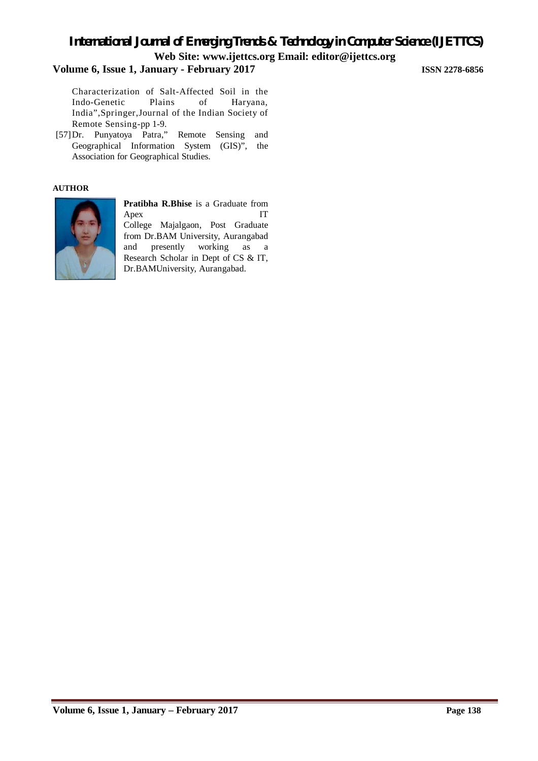Characterization of Salt-Affected Soil in the Indo-Genetic Plains of Haryana, India",Springer,Journal of the Indian Society of Remote Sensing-pp 1-9.

[57] Dr. Punyatoya Patra," Remote Sensing and Geographical Information System (GIS)", the Association for Geographical Studies.

**AUTHOR**

**Pratibha R.Bhise** is a Graduate from Apex IT College Majalgaon, Post Graduate from Dr.BAM University, Aurangabad and presently working as a Research Scholar in Dept of CS & IT, Dr.BAMUniversity, Aurangabad.